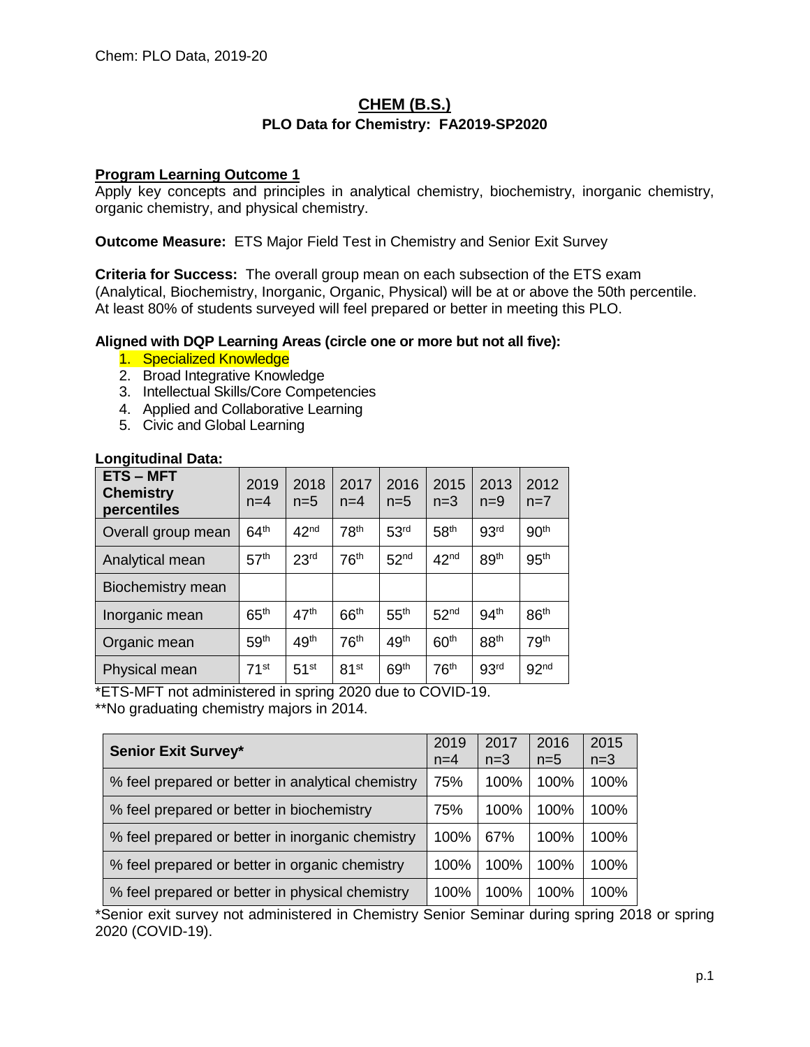# CHEM (B.S.)

## PLO Data for Chemistry: FA2019-SP2020

**Program Learning Outcome 1**

Apply key concepts and principles in analytical chemistry, biochemistry, inorganic chemistry, organic chemistry, and physical chemistry.

**Outcome Measure:** ETS Major Field Test in Chemistry and Senior Exit Survey

**Criteria for Success:** The overall group mean on each subsection of the ETS exam (Analytical, Biochemistry, Inorganic, Organic, Physical) will be at or above the 50th percentile. At least 80% of students surveyed will feel prepared or better in meeting this PLO.

**Aligned with DQP Learning Areas (circle one or more but not all five):**

1. Specialized Knowledge
2. Broad Integrative Knowledge
3. Intellectual Skills/Core Competencies
4. Applied and Collaborative Learning
5. Civic and Global Learning

**Longitudinal Data:**

| ETS – MFT Chemistry percentiles | 2019 n=4 | 2018 n=5 | 2017 n=4 | 2016 n=5 | 2015 n=3 | 2013 n=9 | 2012 n=7 |
|---|---|---|---|---|---|---|---|
| Overall group mean | 64th | 42nd | 78th | 53rd | 58th | 93rd | 90th |
| Analytical mean | 57th | 23rd | 76th | 52nd | 42nd | 89th | 95th |
| Biochemistry mean | | | | | | | |
| Inorganic mean | 65th | 47th | 66th | 55th | 52nd | 94th | 86th |
| Organic mean | 59th | 49th | 76th | 49th | 60th | 88th | 79th |
| Physical mean | 71st | 51st | 81st | 69th | 76th | 93rd | 92nd |

*ETS-MFT not administered in spring 2020 due to COVID-19.

**No graduating chemistry majors in 2014.

| Senior Exit Survey* | 2019 n=4 | 2017 n=3 | 2016 n=5 | 2015 n=3 |
|---|---|---|---|---|
| % feel prepared or better in analytical chemistry | 75% | 100% | 100% | 100% |
| % feel prepared or better in biochemistry | 75% | 100% | 100% | 100% |
| % feel prepared or better in inorganic chemistry | 100% | 67% | 100% | 100% |
| % feel prepared or better in organic chemistry | 100% | 100% | 100% | 100% |
| % feel prepared or better in physical chemistry | 100% | 100% | 100% | 100% |

*Senior exit survey not administered in Chemistry Senior Seminar during spring 2018 or spring 2020 (COVID-19).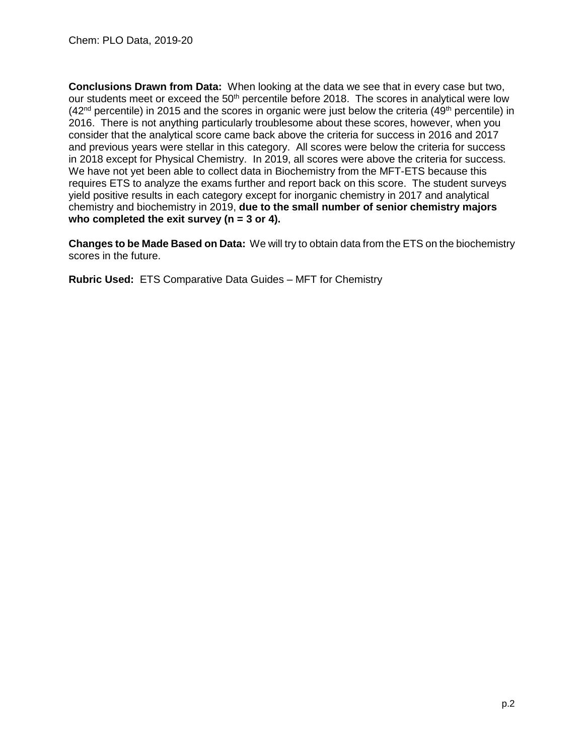**Conclusions Drawn from Data:** When looking at the data we see that in every case but two, our students meet or exceed the $50^{th}$ percentile before 2018. The scores in analytical were low ($42^{nd}$ percentile) in 2015 and the scores in organic were just below the criteria ($49^{th}$ percentile) in 2016. There is not anything particularly troublesome about these scores, however, when you consider that the analytical score came back above the criteria for success in 2016 and 2017 and previous years were stellar in this category. All scores were below the criteria for success in 2018 except for Physical Chemistry. In 2019, all scores were above the criteria for success. We have not yet been able to collect data in Biochemistry from the MFT-ETS because this requires ETS to analyze the exams further and report back on this score. The student surveys yield positive results in each category except for inorganic chemistry in 2017 and analytical chemistry and biochemistry in 2019, **due to the small number of senior chemistry majors who completed the exit survey (n = 3 or 4).**

**Changes to be Made Based on Data:** We will try to obtain data from the ETS on the biochemistry scores in the future.

**Rubric Used:** ETS Comparative Data Guides – MFT for Chemistry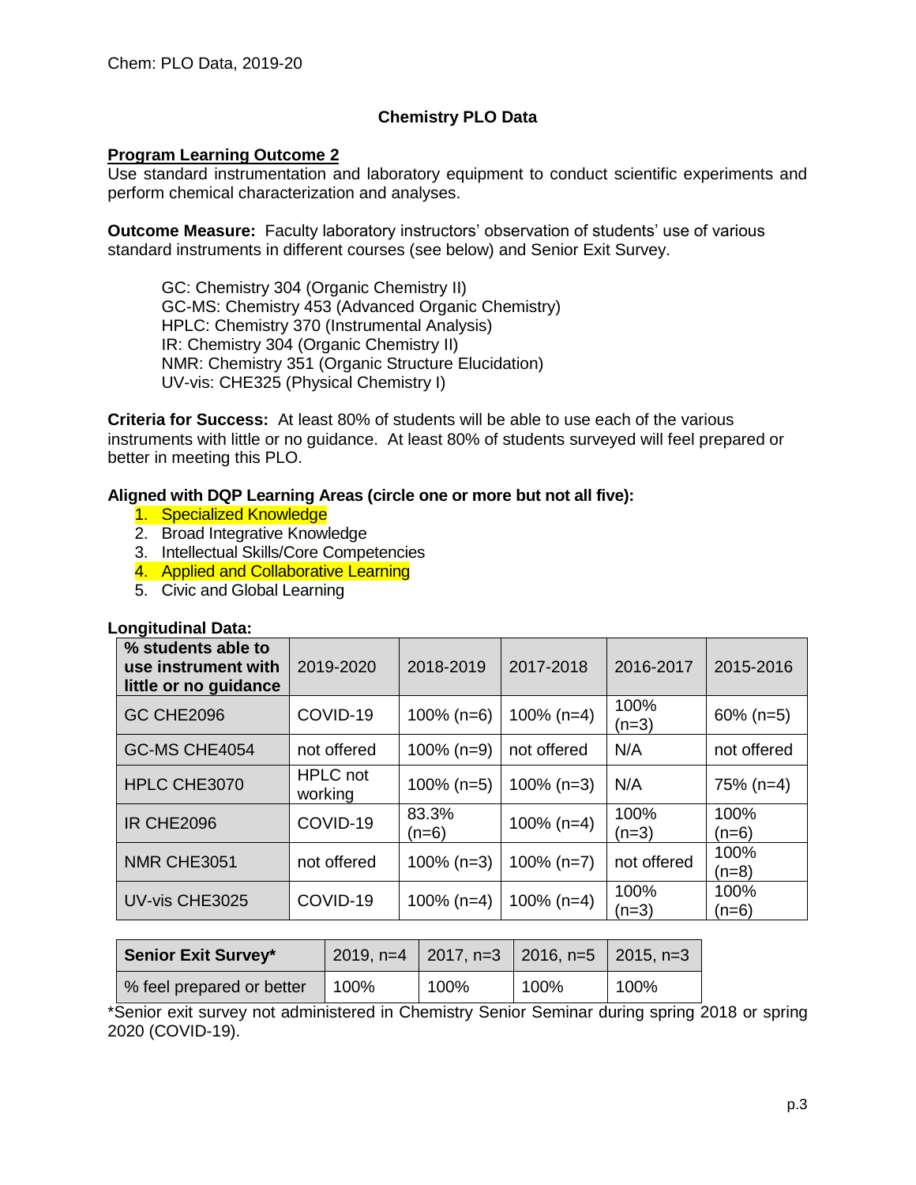Chem: PLO Data, 2019-20

**Chemistry PLO Data**

**Program Learning Outcome 2**

Use standard instrumentation and laboratory equipment to conduct scientific experiments and perform chemical characterization and analyses.

**Outcome Measure:** Faculty laboratory instructors' observation of students' use of various standard instruments in different courses (see below) and Senior Exit Survey.

GC: Chemistry 304 (Organic Chemistry II)
GC-MS: Chemistry 453 (Advanced Organic Chemistry)
HPLC: Chemistry 370 (Instrumental Analysis)
IR: Chemistry 304 (Organic Chemistry II)
NMR: Chemistry 351 (Organic Structure Elucidation)
UV-vis: CHE325 (Physical Chemistry I)

**Criteria for Success:** At least 80% of students will be able to use each of the various instruments with little or no guidance. At least 80% of students surveyed will feel prepared or better in meeting this PLO.

**Aligned with DQP Learning Areas (circle one or more but not all five):**

1. Specialized Knowledge
2. Broad Integrative Knowledge
3. Intellectual Skills/Core Competencies
4. Applied and Collaborative Learning
5. Civic and Global Learning

**Longitudinal Data:**

| % students able to use instrument with little or no guidance | 2019-2020 | 2018-2019 | 2017-2018 | 2016-2017 | 2015-2016 |
|---|---|---|---|---|---|
| GC CHE2096 | COVID-19 | 100% (n=6) | 100% (n=4) | 100% (n=3) | 60% (n=5) |
| GC-MS CHE4054 | not offered | 100% (n=9) | not offered | N/A | not offered |
| HPLC CHE3070 | HPLC not working | 100% (n=5) | 100% (n=3) | N/A | 75% (n=4) |
| IR CHE2096 | COVID-19 | 83.3% (n=6) | 100% (n=4) | 100% (n=3) | 100% (n=6) |
| NMR CHE3051 | not offered | 100% (n=3) | 100% (n=7) | not offered | 100% (n=8) |
| UV-vis CHE3025 | COVID-19 | 100% (n=4) | 100% (n=4) | 100% (n=3) | 100% (n=6) |

| Senior Exit Survey* | 2019, n=4 | 2017, n=3 | 2016, n=5 | 2015, n=3 |
|---|---|---|---|---|
| % feel prepared or better | 100% | 100% | 100% | 100% |

*Senior exit survey not administered in Chemistry Senior Seminar during spring 2018 or spring 2020 (COVID-19).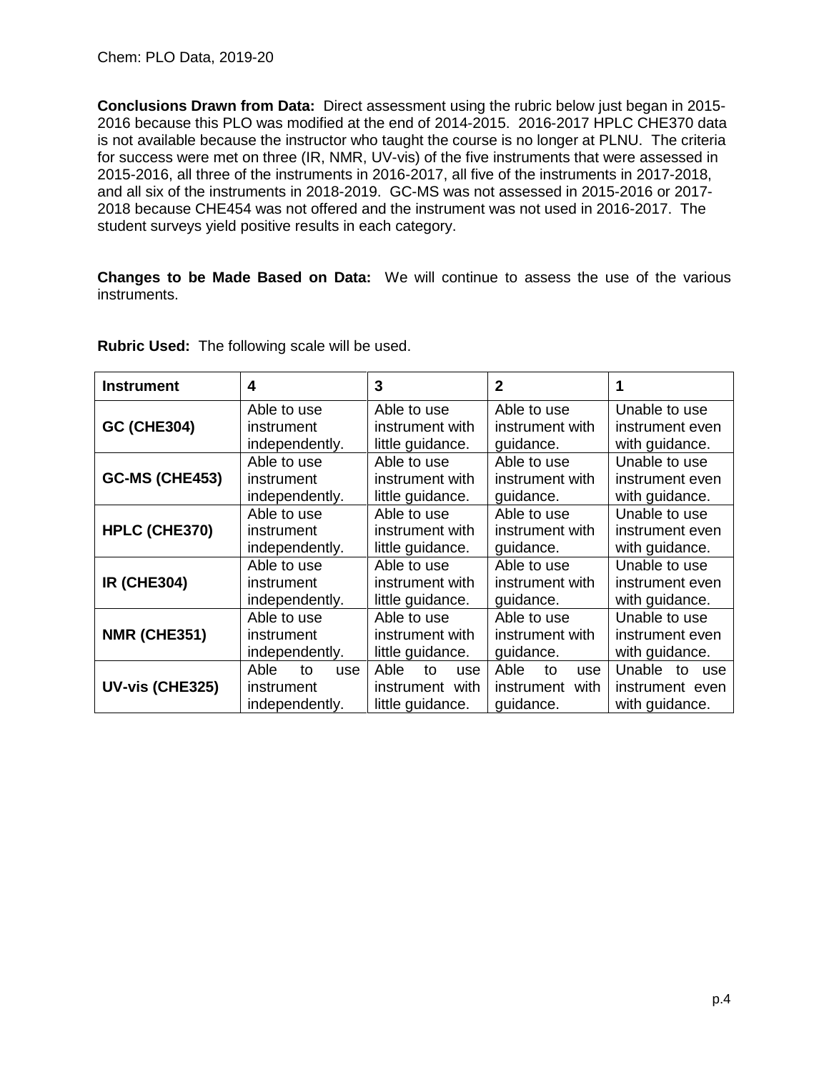**Conclusions Drawn from Data:** Direct assessment using the rubric below just began in 2015-2016 because this PLO was modified at the end of 2014-2015. 2016-2017 HPLC CHE370 data is not available because the instructor who taught the course is no longer at PLNU. The criteria for success were met on three (IR, NMR, UV-vis) of the five instruments that were assessed in 2015-2016, all three of the instruments in 2016-2017, all five of the instruments in 2017-2018, and all six of the instruments in 2018-2019. GC-MS was not assessed in 2015-2016 or 2017-2018 because CHE454 was not offered and the instrument was not used in 2016-2017. The student surveys yield positive results in each category.

**Changes to be Made Based on Data:** We will continue to assess the use of the various instruments.

**Rubric Used:** The following scale will be used.

| Instrument | 4 | 3 | 2 | 1 |
|---|---|---|---|---|
| **GC (CHE304)** | Able to use instrument independently. | Able to use instrument with little guidance. | Able to use instrument with guidance. | Unable to use instrument even with guidance. |
| **GC-MS (CHE453)** | Able to use instrument independently. | Able to use instrument with little guidance. | Able to use instrument with guidance. | Unable to use instrument even with guidance. |
| **HPLC (CHE370)** | Able to use instrument independently. | Able to use instrument with little guidance. | Able to use instrument with guidance. | Unable to use instrument even with guidance. |
| **IR (CHE304)** | Able to use instrument independently. | Able to use instrument with little guidance. | Able to use instrument with guidance. | Unable to use instrument even with guidance. |
| **NMR (CHE351)** | Able to use instrument independently. | Able to use instrument with little guidance. | Able to use instrument with guidance. | Unable to use instrument even with guidance. |
| **UV-vis (CHE325)** | Able to use instrument independently. | Able to use instrument with little guidance. | Able to use instrument with guidance. | Unable to use instrument even with guidance. |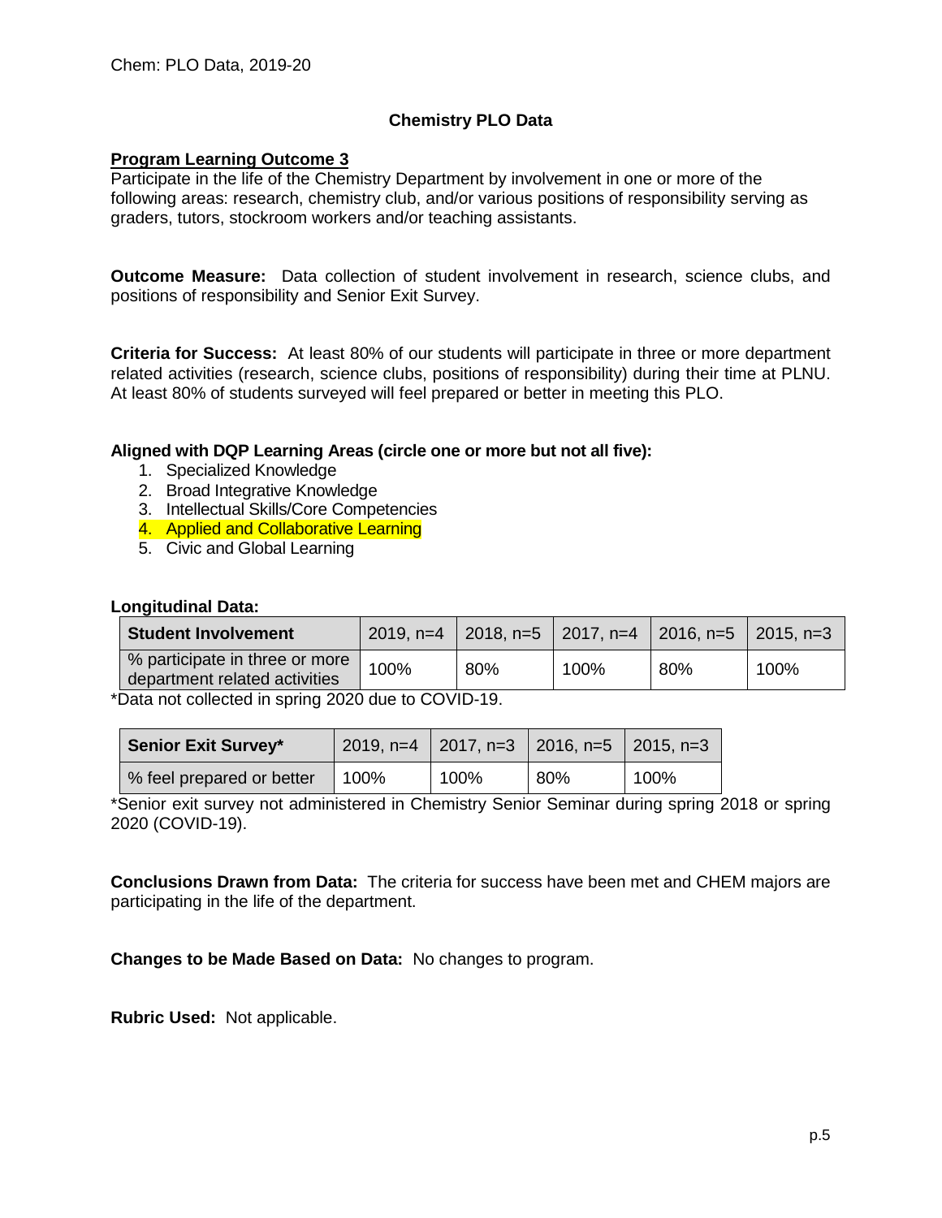## Chemistry PLO Data

**Program Learning Outcome 3**
Participate in the life of the Chemistry Department by involvement in one or more of the following areas: research, chemistry club, and/or various positions of responsibility serving as graders, tutors, stockroom workers and/or teaching assistants.

**Outcome Measure:** Data collection of student involvement in research, science clubs, and positions of responsibility and Senior Exit Survey.

**Criteria for Success:** At least 80% of our students will participate in three or more department related activities (research, science clubs, positions of responsibility) during their time at PLNU. At least 80% of students surveyed will feel prepared or better in meeting this PLO.

**Aligned with DQP Learning Areas (circle one or more but not all five):**

1. Specialized Knowledge
2. Broad Integrative Knowledge
3. Intellectual Skills/Core Competencies
4. Applied and Collaborative Learning
5. Civic and Global Learning

**Longitudinal Data:**

| Student Involvement | 2019, n=4 | 2018, n=5 | 2017, n=4 | 2016, n=5 | 2015, n=3 |
|---|---|---|---|---|---|
| % participate in three or more department related activities | 100% | 80% | 100% | 80% | 100% |

*Data not collected in spring 2020 due to COVID-19.

| Senior Exit Survey* | 2019, n=4 | 2017, n=3 | 2016, n=5 | 2015, n=3 |
|---|---|---|---|---|
| % feel prepared or better | 100% | 100% | 80% | 100% |

*Senior exit survey not administered in Chemistry Senior Seminar during spring 2018 or spring 2020 (COVID-19).

**Conclusions Drawn from Data:** The criteria for success have been met and CHEM majors are participating in the life of the department.

**Changes to be Made Based on Data:** No changes to program.

**Rubric Used:** Not applicable.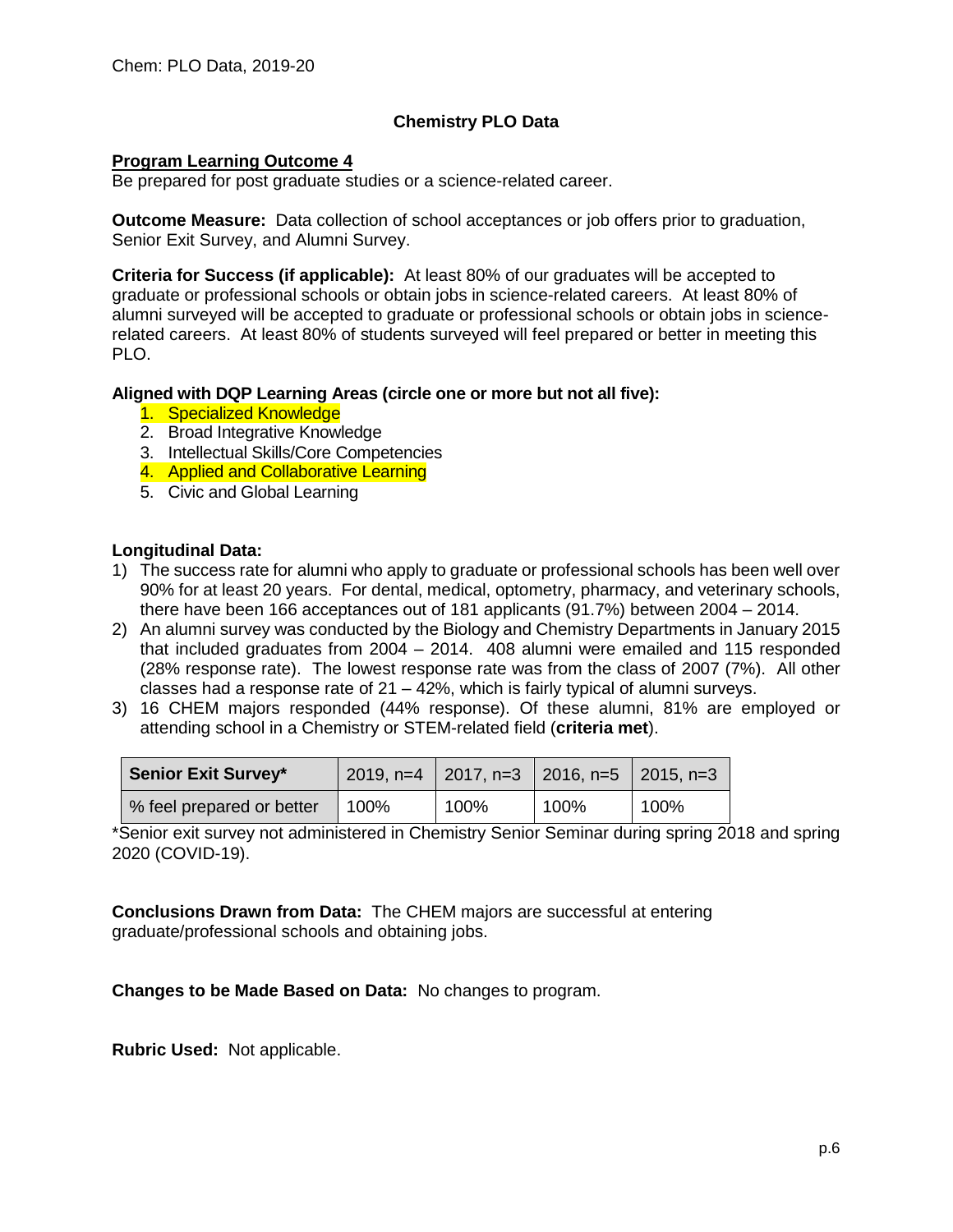## Chemistry PLO Data

### Program Learning Outcome 4

Be prepared for post graduate studies or a science-related career.

**Outcome Measure:** Data collection of school acceptances or job offers prior to graduation, Senior Exit Survey, and Alumni Survey.

**Criteria for Success (if applicable):** At least 80% of our graduates will be accepted to graduate or professional schools or obtain jobs in science-related careers. At least 80% of alumni surveyed will be accepted to graduate or professional schools or obtain jobs in science-related careers. At least 80% of students surveyed will feel prepared or better in meeting this PLO.

**Aligned with DQP Learning Areas (circle one or more but not all five):**

1. Specialized Knowledge
2. Broad Integrative Knowledge
3. Intellectual Skills/Core Competencies
4. Applied and Collaborative Learning
5. Civic and Global Learning

**Longitudinal Data:**

1) The success rate for alumni who apply to graduate or professional schools has been well over 90% for at least 20 years. For dental, medical, optometry, pharmacy, and veterinary schools, there have been 166 acceptances out of 181 applicants (91.7%) between 2004 – 2014.
2) An alumni survey was conducted by the Biology and Chemistry Departments in January 2015 that included graduates from 2004 – 2014. 408 alumni were emailed and 115 responded (28% response rate). The lowest response rate was from the class of 2007 (7%). All other classes had a response rate of 21 – 42%, which is fairly typical of alumni surveys.
3) 16 CHEM majors responded (44% response). Of these alumni, 81% are employed or attending school in a Chemistry or STEM-related field (**criteria met**).

| Senior Exit Survey* | 2019, n=4 | 2017, n=3 | 2016, n=5 | 2015, n=3 |
|---|---|---|---|---|
| % feel prepared or better | 100% | 100% | 100% | 100% |

*Senior exit survey not administered in Chemistry Senior Seminar during spring 2018 and spring 2020 (COVID-19).

**Conclusions Drawn from Data:** The CHEM majors are successful at entering graduate/professional schools and obtaining jobs.

**Changes to be Made Based on Data:** No changes to program.

**Rubric Used:** Not applicable.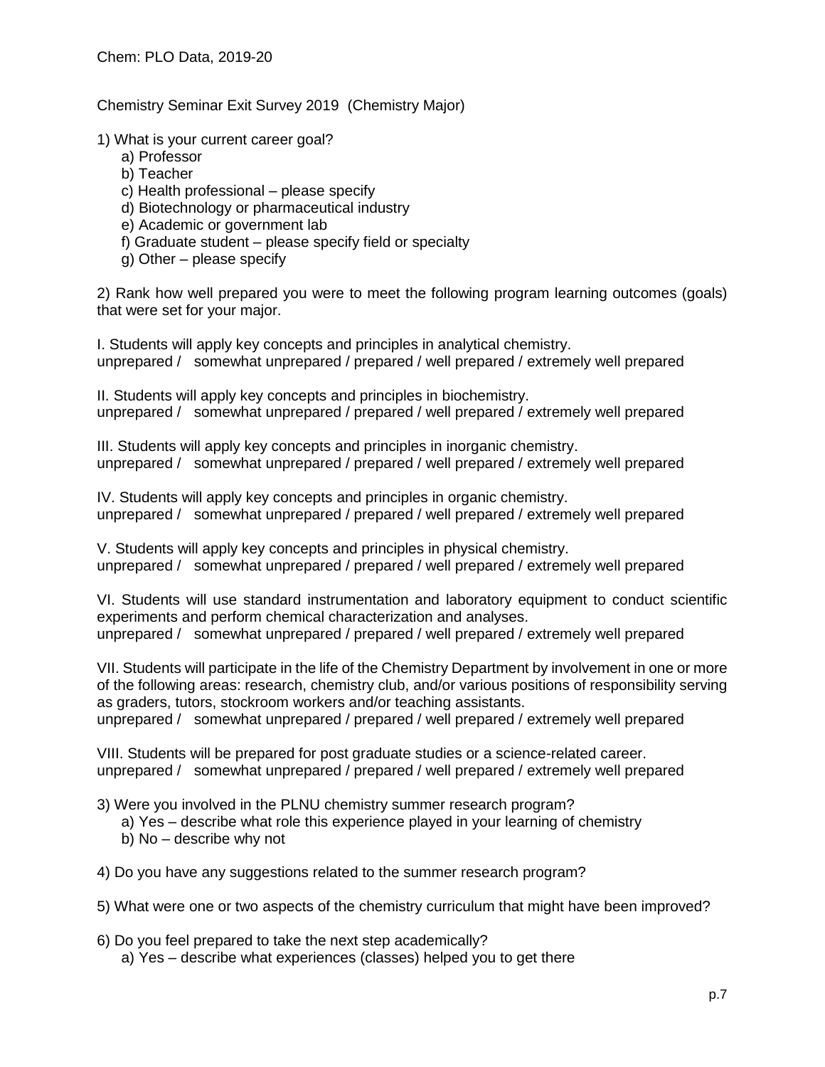Chem: PLO Data, 2019-20

Chemistry Seminar Exit Survey 2019 (Chemistry Major)

1) What is your current career goal?
   a) Professor
   b) Teacher
   c) Health professional – please specify
   d) Biotechnology or pharmaceutical industry
   e) Academic or government lab
   f) Graduate student – please specify field or specialty
   g) Other – please specify

2) Rank how well prepared you were to meet the following program learning outcomes (goals) that were set for your major.

I. Students will apply key concepts and principles in analytical chemistry.
unprepared / somewhat unprepared / prepared / well prepared / extremely well prepared

II. Students will apply key concepts and principles in biochemistry.
unprepared / somewhat unprepared / prepared / well prepared / extremely well prepared

III. Students will apply key concepts and principles in inorganic chemistry.
unprepared / somewhat unprepared / prepared / well prepared / extremely well prepared

IV. Students will apply key concepts and principles in organic chemistry.
unprepared / somewhat unprepared / prepared / well prepared / extremely well prepared

V. Students will apply key concepts and principles in physical chemistry.
unprepared / somewhat unprepared / prepared / well prepared / extremely well prepared

VI. Students will use standard instrumentation and laboratory equipment to conduct scientific experiments and perform chemical characterization and analyses.
unprepared / somewhat unprepared / prepared / well prepared / extremely well prepared

VII. Students will participate in the life of the Chemistry Department by involvement in one or more of the following areas: research, chemistry club, and/or various positions of responsibility serving as graders, tutors, stockroom workers and/or teaching assistants.
unprepared / somewhat unprepared / prepared / well prepared / extremely well prepared

VIII. Students will be prepared for post graduate studies or a science-related career.
unprepared / somewhat unprepared / prepared / well prepared / extremely well prepared

3) Were you involved in the PLNU chemistry summer research program?
   a) Yes – describe what role this experience played in your learning of chemistry
   b) No – describe why not

4) Do you have any suggestions related to the summer research program?

5) What were one or two aspects of the chemistry curriculum that might have been improved?

6) Do you feel prepared to take the next step academically?
   a) Yes – describe what experiences (classes) helped you to get there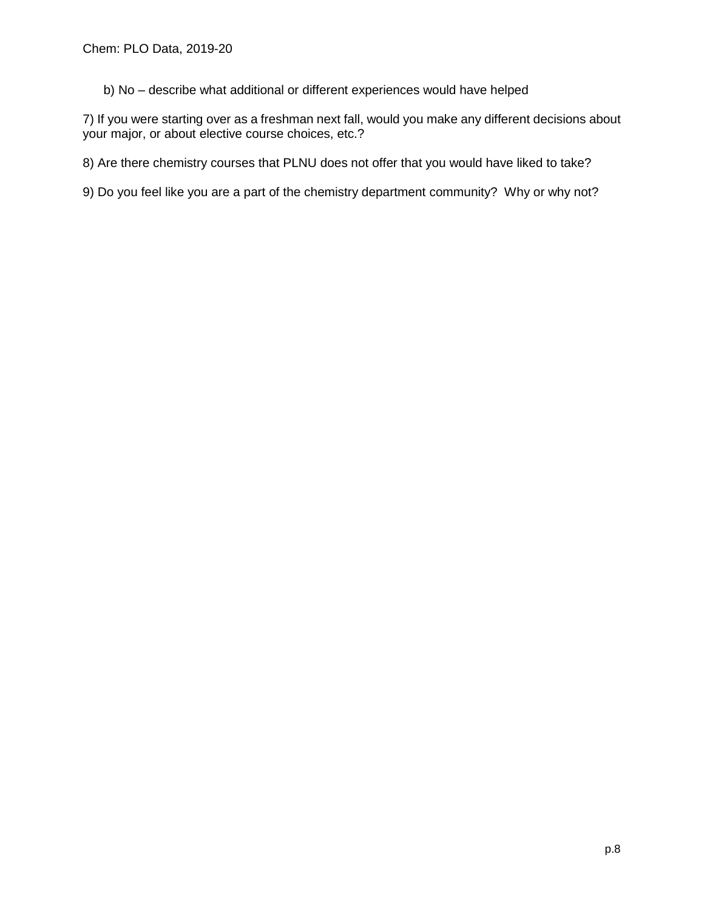b) No – describe what additional or different experiences would have helped

7) If you were starting over as a freshman next fall, would you make any different decisions about your major, or about elective course choices, etc.?

8) Are there chemistry courses that PLNU does not offer that you would have liked to take?

9) Do you feel like you are a part of the chemistry department community? Why or why not?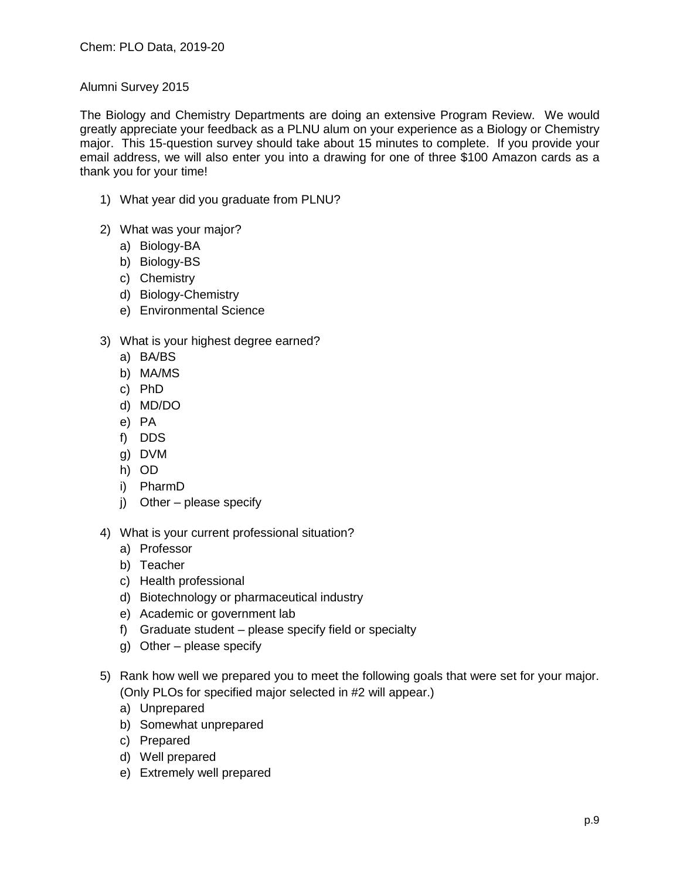Alumni Survey 2015

The Biology and Chemistry Departments are doing an extensive Program Review. We would greatly appreciate your feedback as a PLNU alum on your experience as a Biology or Chemistry major. This 15-question survey should take about 15 minutes to complete. If you provide your email address, we will also enter you into a drawing for one of three $100 Amazon cards as a thank you for your time!

1) What year did you graduate from PLNU?

2) What was your major?
   a) Biology-BA
   b) Biology-BS
   c) Chemistry
   d) Biology-Chemistry
   e) Environmental Science

3) What is your highest degree earned?
   a) BA/BS
   b) MA/MS
   c) PhD
   d) MD/DO
   e) PA
   f) DDS
   g) DVM
   h) OD
   i) PharmD
   j) Other – please specify

4) What is your current professional situation?
   a) Professor
   b) Teacher
   c) Health professional
   d) Biotechnology or pharmaceutical industry
   e) Academic or government lab
   f) Graduate student – please specify field or specialty
   g) Other – please specify

5) Rank how well we prepared you to meet the following goals that were set for your major. (Only PLOs for specified major selected in #2 will appear.)
   a) Unprepared
   b) Somewhat unprepared
   c) Prepared
   d) Well prepared
   e) Extremely well prepared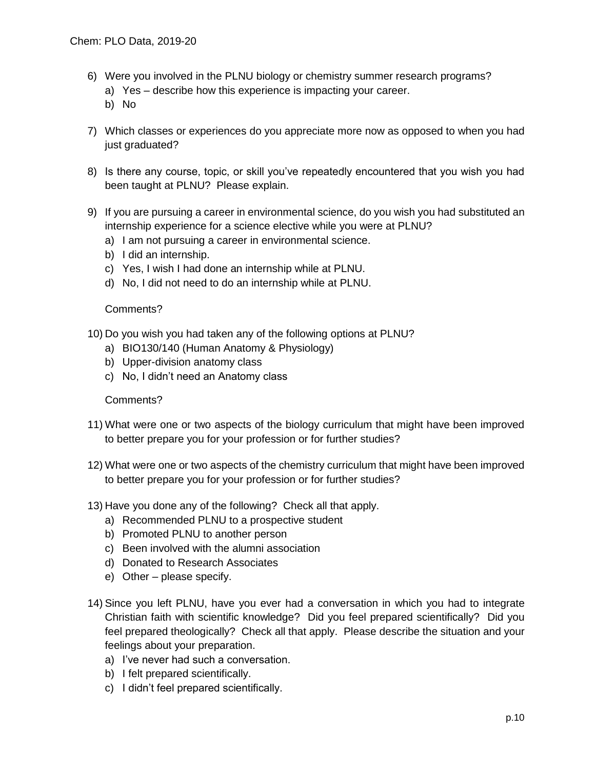6) Were you involved in the PLNU biology or chemistry summer research programs?
   a) Yes – describe how this experience is impacting your career.
   b) No

7) Which classes or experiences do you appreciate more now as opposed to when you had just graduated?

8) Is there any course, topic, or skill you've repeatedly encountered that you wish you had been taught at PLNU? Please explain.

9) If you are pursuing a career in environmental science, do you wish you had substituted an internship experience for a science elective while you were at PLNU?
   a) I am not pursuing a career in environmental science.
   b) I did an internship.
   c) Yes, I wish I had done an internship while at PLNU.
   d) No, I did not need to do an internship while at PLNU.

   Comments?

10) Do you wish you had taken any of the following options at PLNU?
    a) BIO130/140 (Human Anatomy & Physiology)
    b) Upper-division anatomy class
    c) No, I didn't need an Anatomy class

    Comments?

11) What were one or two aspects of the biology curriculum that might have been improved to better prepare you for your profession or for further studies?

12) What were one or two aspects of the chemistry curriculum that might have been improved to better prepare you for your profession or for further studies?

13) Have you done any of the following? Check all that apply.
    a) Recommended PLNU to a prospective student
    b) Promoted PLNU to another person
    c) Been involved with the alumni association
    d) Donated to Research Associates
    e) Other – please specify.

14) Since you left PLNU, have you ever had a conversation in which you had to integrate Christian faith with scientific knowledge? Did you feel prepared scientifically? Did you feel prepared theologically? Check all that apply. Please describe the situation and your feelings about your preparation.
    a) I've never had such a conversation.
    b) I felt prepared scientifically.
    c) I didn't feel prepared scientifically.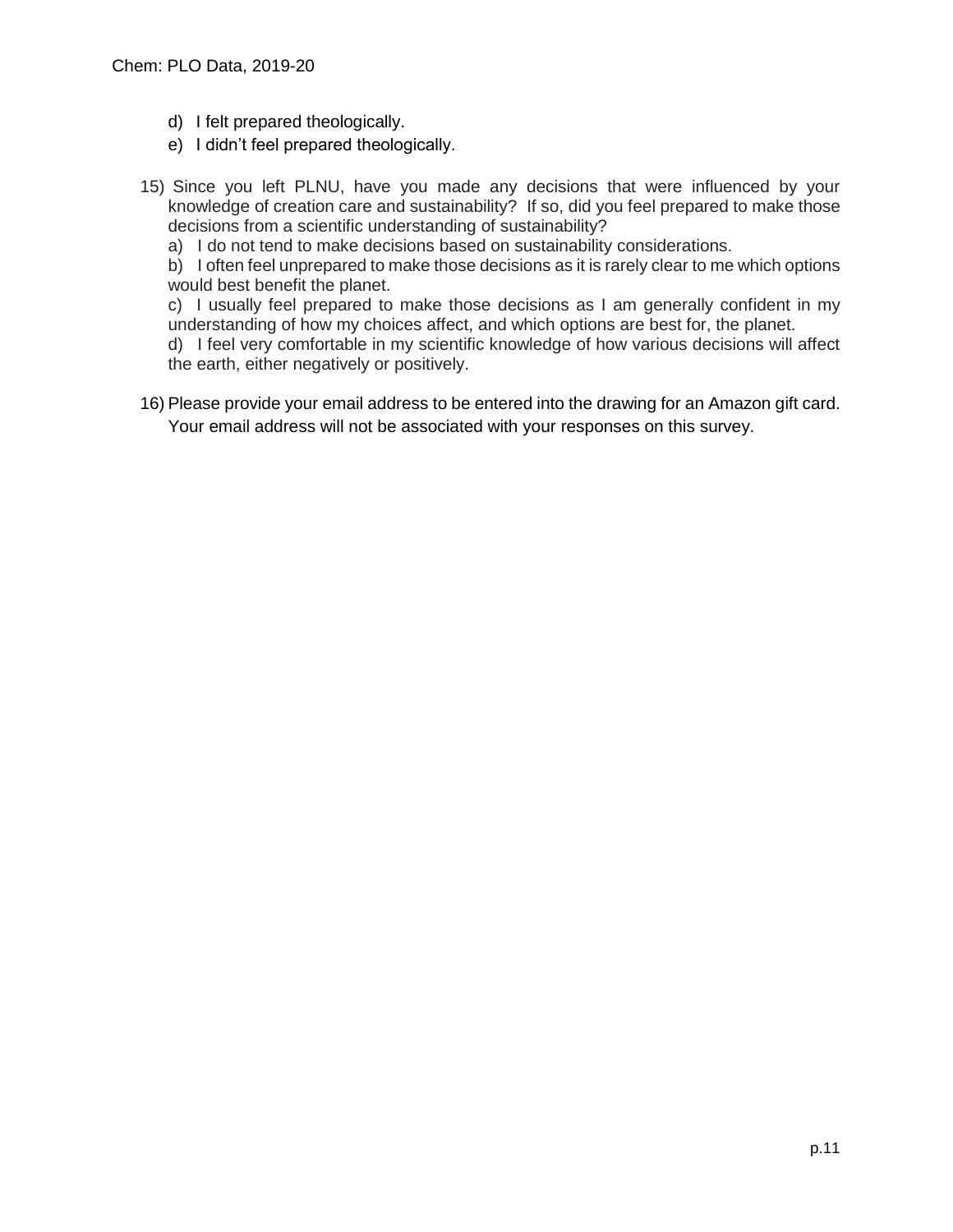d) I felt prepared theologically.
e) I didn't feel prepared theologically.

15) Since you left PLNU, have you made any decisions that were influenced by your knowledge of creation care and sustainability? If so, did you feel prepared to make those decisions from a scientific understanding of sustainability?

a) I do not tend to make decisions based on sustainability considerations.

b) I often feel unprepared to make those decisions as it is rarely clear to me which options would best benefit the planet.

c) I usually feel prepared to make those decisions as I am generally confident in my understanding of how my choices affect, and which options are best for, the planet.

d) I feel very comfortable in my scientific knowledge of how various decisions will affect the earth, either negatively or positively.

16) Please provide your email address to be entered into the drawing for an Amazon gift card. Your email address will not be associated with your responses on this survey.